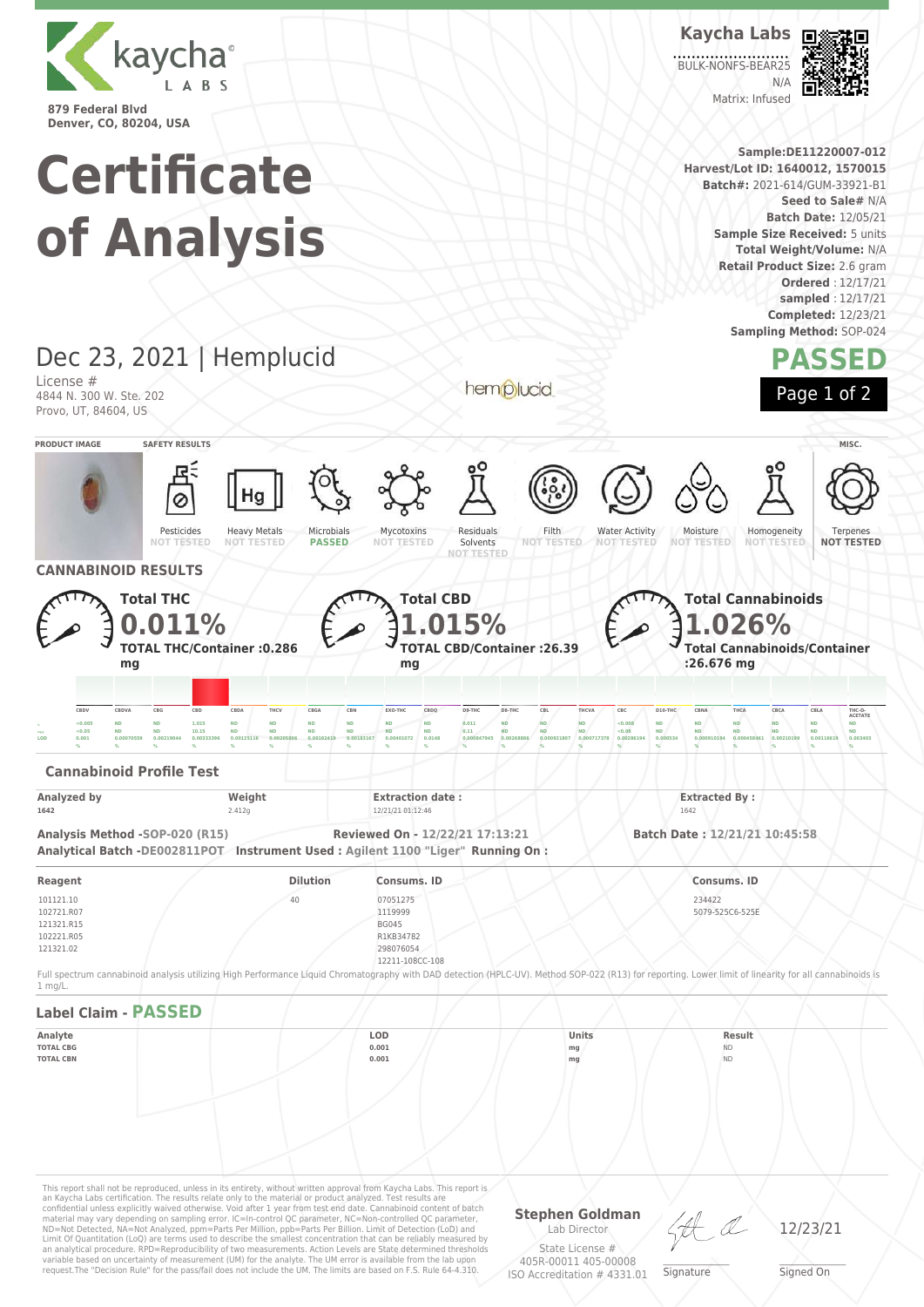kaycha LABS

879 Federal Blvd
Denver, CO, 80204, USA

**Kaycha Labs**

BULK-NONFS-BEAR25
N/A
Matrix: Infused

# Certificate of Analysis

**Sample:** DE11220007-012
**Harvest/Lot ID:** 1640012, 1570015
**Batch#:** 2021-614/GUM-33921-B1
**Seed to Sale#** N/A
**Batch Date:** 12/05/21
**Sample Size Received:** 5 units
**Total Weight/Volume:** N/A
**Retail Product Size:** 2.6 gram
**Ordered** : 12/17/21
**sampled** : 12/17/21
**Completed:** 12/23/21
**Sampling Method:** SOP-024

## Dec 23, 2021 | Hemplucid

License #
4844 N. 300 W. Ste. 202
Provo, UT, 84604, US

hemplucid

**PASSED**

### SAFETY RESULTS

| Pesticides | Heavy Metals | Microbials | Mycotoxins | Residuals Solvents | Filth | Water Activity | Moisture | Homogeneity | Terpenes (MISC.) |
|---|---|---|---|---|---|---|---|---|---|
| NOT TESTED | NOT TESTED | PASSED | NOT TESTED | NOT TESTED | NOT TESTED | NOT TESTED | NOT TESTED | NOT TESTED | NOT TESTED |

## CANNABINOID RESULTS

**Total THC** 0.011% — **TOTAL THC/Container :0.286 mg**

**Total CBD** 1.015% — **TOTAL CBD/Container :26.39 mg**

**Total Cannabinoids** 1.026% — **Total Cannabinoids/Container :26.676 mg**

| | CBDV | CBDVA | CBG | CBD | CBDA | THCV | CBGA | CBN | EXO-THC | CBDQ | D9-THC | D8-THC | CBL | THCVA | CBC | D10-THC | CBNA | THCA | CBCA | CBLA | THC-O-ACETATE |
|---|---|---|---|---|---|---|---|---|---|---|---|---|---|---|---|---|---|---|---|---|---|
| % | <0.005 | ND | ND | 1.015 | ND | ND | ND | ND | ND | ND | 0.011 | ND | ND | ND | <0.008 | ND | ND | ND | ND | ND | ND |
| mg/g | <0.05 | ND | ND | 10.15 | ND | ND | ND | ND | ND | ND | 0.11 | ND | ND | ND | <0.08 | ND | ND | ND | ND | ND | ND |
| LOD | 0.001 % | 0.00070559 % | 0.00219044 % | 0.00333396 % | 0.00125116 % | 0.00205806 % | 0.00192419 % | 0.00183167 % | 0.00401072 % | 0.0148 % | 0.000847945 % | 0.00268886 % | 0.000921807 % | 0.000717378 % | 0.00286194 % | 0.000534 % | 0.000910194 % | 0.000458461 % | 0.00210199 % | 0.00116619 % | 0.003403 % |

### Cannabinoid Profile Test

| Analyzed by | Weight | Extraction date : | Extracted By : |
|---|---|---|---|
| 1642 | 2.412g | 12/21/21 01:12:46 | 1642 |

**Analysis Method -SOP-020 (R15)** **Reviewed On - 12/22/21 17:13:21** **Batch Date : 12/21/21 10:45:58**
**Analytical Batch -DE002811POT** **Instrument Used : Agilent 1100 "Liger"** **Running On :**

| Reagent | Dilution | Consums. ID | Consums. ID |
|---|---|---|---|
| 101121.10 | 40 | 07051275 | 234422 |
| 102721.R07 | | 1119999 | 5079-525C6-525E |
| 121321.R15 | | BG045 | |
| 102221.R05 | | R1KB34782 | |
| 121321.02 | | 298076054 | |
| | | 12211-108CC-108 | |

Full spectrum cannabinoid analysis utilizing High Performance Liquid Chromatography with DAD detection (HPLC-UV). Method SOP-022 (R13) for reporting. Lower limit of linearity for all cannabinoids is 1 mg/L.

### Label Claim - PASSED

| Analyte | LOD | Units | Result |
|---|---|---|---|
| TOTAL CBG | 0.001 | mg | ND |
| TOTAL CBN | 0.001 | mg | ND |

This report shall not be reproduced, unless in its entirety, without written approval from Kaycha Labs. This report is an Kaycha Labs certification. The results relate only to the material or product analyzed. Test results are confidential unless explicitly waived otherwise. Void after 1 year from test end date. Cannabinoid content of batch material may vary depending on sampling error. IC=In-control QC parameter, NC=Non-controlled QC parameter, ND=Not Detected, NA=Not Analyzed, ppm=Parts Per Million, ppb=Parts Per Billion. Limit of Detection (LoD) and Limit Of Quantitation (LoQ) are terms used to describe the smallest concentration that can be reliably measured by an analytical procedure. RPD=Reproducibility of two measurements. Action Levels are State determined thresholds variable based on uncertainty of measurement (UM) for the analyte. The UM error is available from the lab upon request.The "Decision Rule" for the pass/fail does not include the UM. The limits are based on F.S. Rule 64-4.310.

**Stephen Goldman**
Lab Director
State License #
405R-00011 405-00008
ISO Accreditation # 4331.01

Signature

12/23/21
Signed On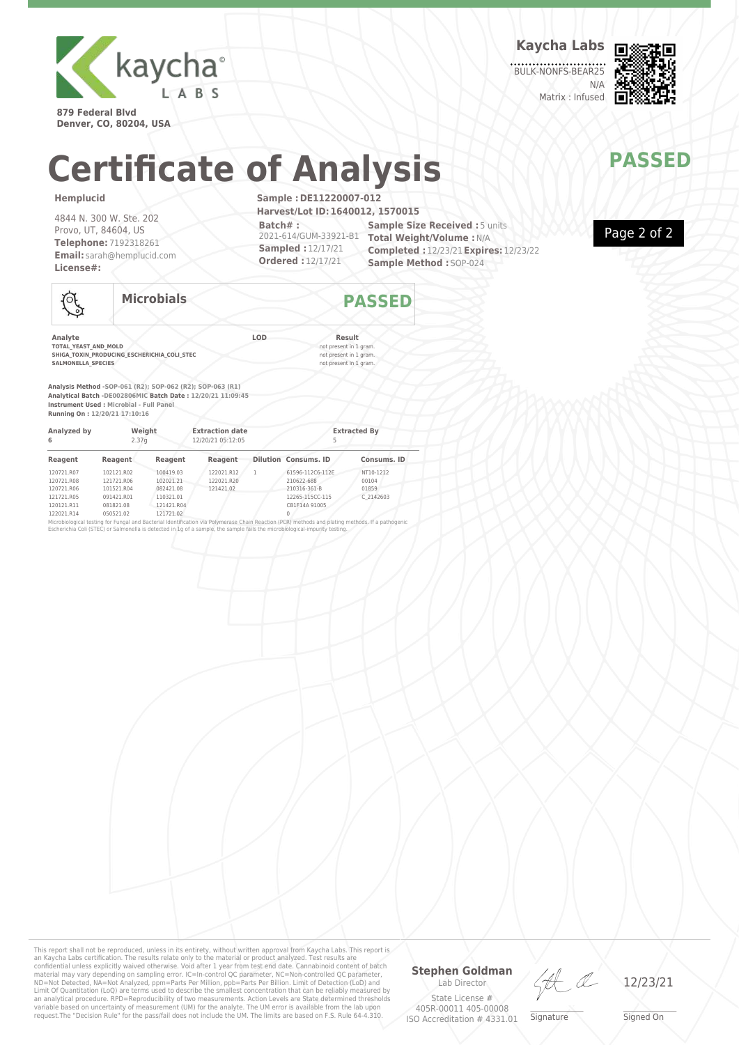879 Federal Blvd
Denver, CO, 80204, USA

**Kaycha Labs**

BULK-NONFS-BEAR25
N/A
Matrix : Infused

# Certificate of Analysis

## PASSED

**Hemplucid**

4844 N. 300 W. Ste. 202
Provo, UT, 84604, US
**Telephone:** 7192318261
**Email:** sarah@hemplucid.com
**License#:**

**Sample : DE11220007-012**
**Harvest/Lot ID: 1640012, 1570015**
**Batch# :** 2021-614/GUM-33921-B1
**Sampled :** 12/17/21
**Ordered :** 12/17/21
**Sample Size Received :** 5 units
**Total Weight/Volume :** N/A
**Completed :** 12/23/21 **Expires:** 12/23/22
**Sample Method :** SOP-024

## Microbials — PASSED

| Analyte | LOD | Result |
|---|---|---|
| TOTAL_YEAST_AND_MOLD | | not present in 1 gram. |
| SHIGA_TOXIN_PRODUCING_ESCHERICHIA_COLI_STEC | | not present in 1 gram. |
| SALMONELLA_SPECIES | | not present in 1 gram. |

**Analysis Method** -SOP-061 (R2); SOP-062 (R2); SOP-063 (R1)
**Analytical Batch** -DE002806MIC **Batch Date :** 12/20/21 11:09:45
**Instrument Used :** Microbial - Full Panel
**Running On :** 12/20/21 17:10:16

| Analyzed by | Weight | Extraction date | Extracted By |
|---|---|---|---|
| 6 | 2.37g | 12/20/21 05:12:05 | 5 |

| Reagent | Reagent | Reagent | Reagent | Dilution | Consums. ID | Consums. ID |
|---|---|---|---|---|---|---|
| 120721.R07 | 102121.R02 | 100419.03 | 122021.R12 | 1 | 61596-112C6-112E | NT10-1212 |
| 120721.R08 | 121721.R06 | 102021.21 | 122021.R20 | | 210622-688 | 00104 |
| 120721.R06 | 101521.R04 | 082421.08 | 121421.02 | | 210316-361-B | 01859 |
| 121721.R05 | 091421.R01 | 110321.01 | | | 12265-115CC-115 | C_2142603 |
| 120121.R11 | 081821.08 | 121421.R04 | | | CB1F14A 91005 | |
| 122021.R14 | 050521.02 | 121721.02 | | | 0 | |

Microbiological testing for Fungal and Bacterial Identification via Polymerase Chain Reaction (PCR) methods and plating methods. If a pathogenic Escherichia Coli (STEC) or Salmonella is detected in 1g of a sample, the sample fails the microbiological-impurity testing.

This report shall not be reproduced, unless in its entirety, without written approval from Kaycha Labs. This report is an Kaycha Labs certification. The results relate only to the material or product analyzed. Test results are confidential unless explicitly waived otherwise. Void after 1 year from test end date. Cannabinoid content of batch material may vary depending on sampling error. IC=In-control QC parameter, NC=Non-controlled QC parameter, ND=Not Detected, NA=Not Analyzed, ppm=Parts Per Million, ppb=Parts Per Billion. Limit of Detection (LoD) and Limit Of Quantitation (LoQ) are terms used to describe the smallest concentration that can be reliably measured by an analytical procedure. RPD=Reproducibility of two measurements. Action Levels are State determined thresholds variable based on uncertainty of measurement (UM) for the analyte. The UM error is available from the lab upon request.The "Decision Rule" for the pass/fail does not include the UM. The limits are based on F.S. Rule 64-4.310.

**Stephen Goldman**
Lab Director
State License #
405R-00011 405-00008
ISO Accreditation # 4331.01

Signature

12/23/21
Signed On